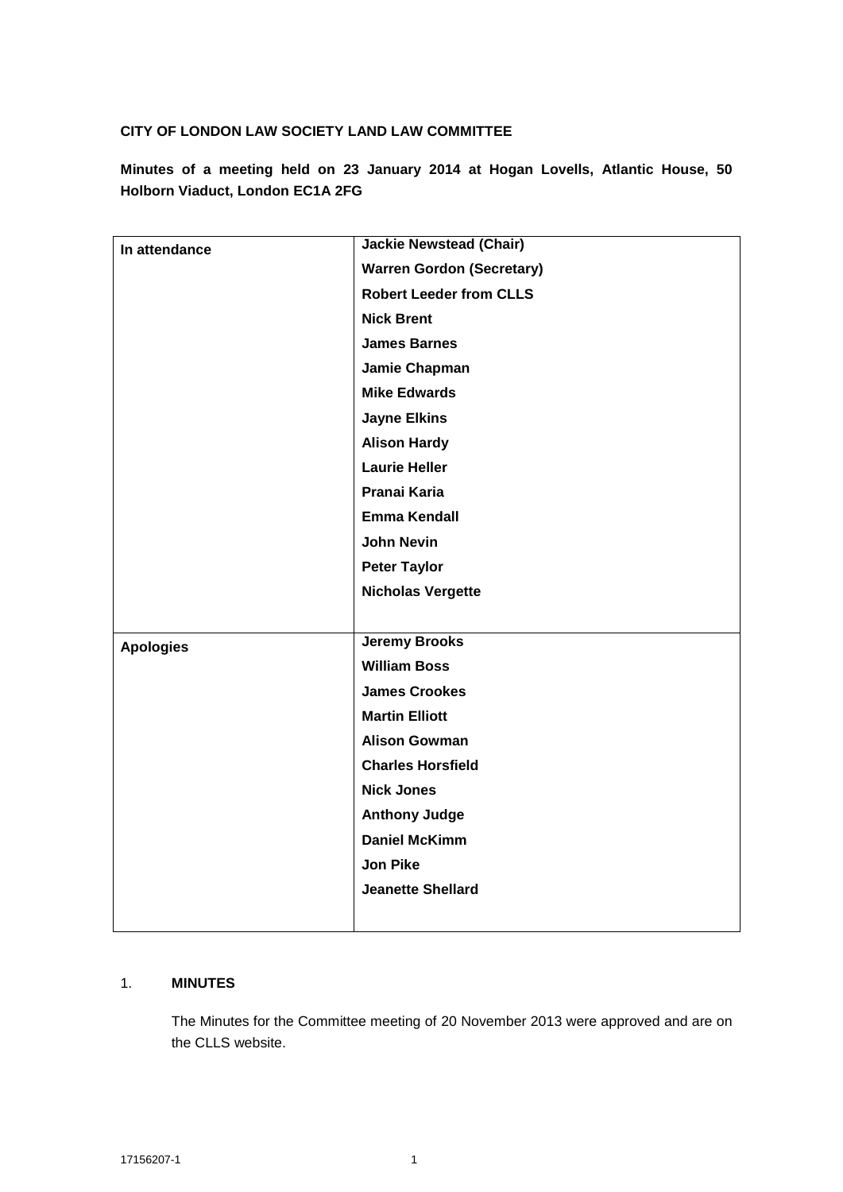**CITY OF LONDON LAW SOCIETY LAND LAW COMMITTEE**

**Minutes of a meeting held on 23 January 2014 at Hogan Lovells, Atlantic House, 50 Holborn Viaduct, London EC1A 2FG**

| | |
|---|---|
| **In attendance** | **Jackie Newstead (Chair)**<br>**Warren Gordon (Secretary)**<br>**Robert Leeder from CLLS**<br>**Nick Brent**<br>**James Barnes**<br>**Jamie Chapman**<br>**Mike Edwards**<br>**Jayne Elkins**<br>**Alison Hardy**<br>**Laurie Heller**<br>**Pranai Karia**<br>**Emma Kendall**<br>**John Nevin**<br>**Peter Taylor**<br>**Nicholas Vergette** |
| **Apologies** | **Jeremy Brooks**<br>**William Boss**<br>**James Crookes**<br>**Martin Elliott**<br>**Alison Gowman**<br>**Charles Horsfield**<br>**Nick Jones**<br>**Anthony Judge**<br>**Daniel McKimm**<br>**Jon Pike**<br>**Jeanette Shellard** |

1. **MINUTES**

   The Minutes for the Committee meeting of 20 November 2013 were approved and are on the CLLS website.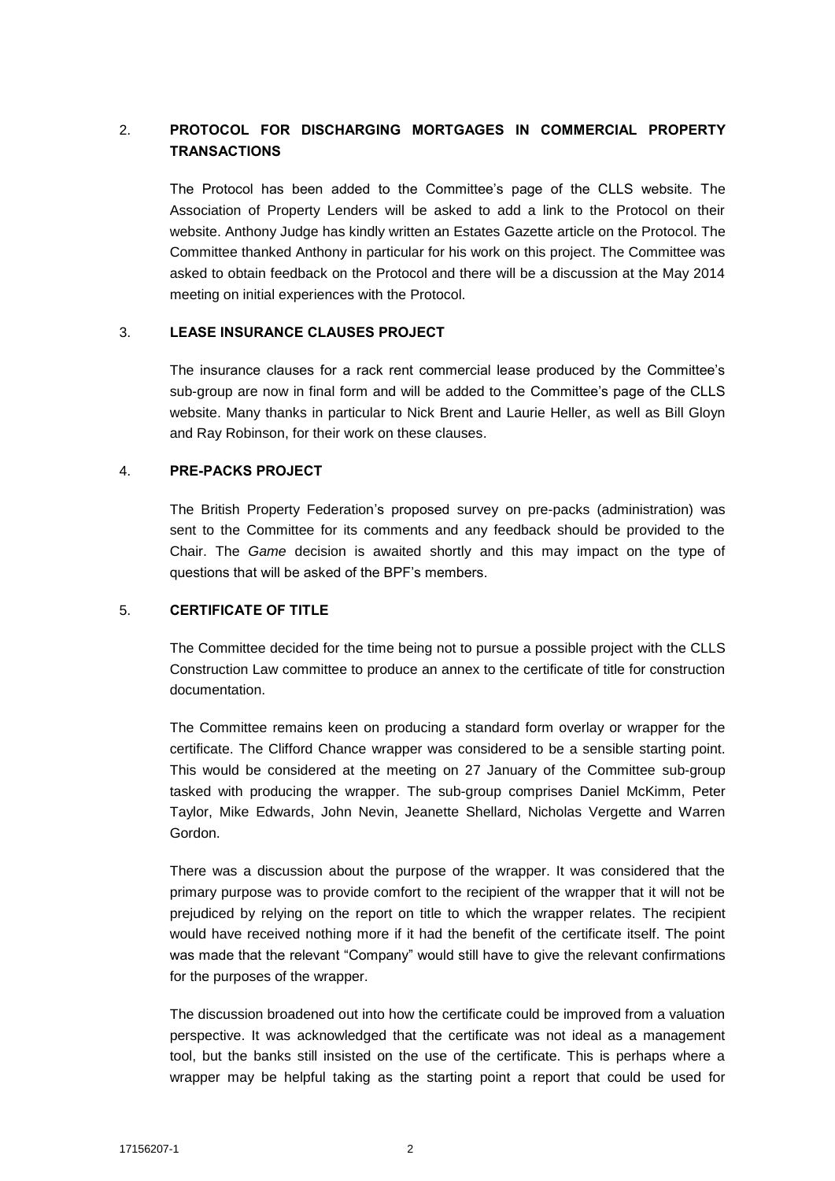## 2. PROTOCOL FOR DISCHARGING MORTGAGES IN COMMERCIAL PROPERTY TRANSACTIONS

The Protocol has been added to the Committee's page of the CLLS website. The Association of Property Lenders will be asked to add a link to the Protocol on their website. Anthony Judge has kindly written an Estates Gazette article on the Protocol. The Committee thanked Anthony in particular for his work on this project. The Committee was asked to obtain feedback on the Protocol and there will be a discussion at the May 2014 meeting on initial experiences with the Protocol.

## 3. LEASE INSURANCE CLAUSES PROJECT

The insurance clauses for a rack rent commercial lease produced by the Committee's sub-group are now in final form and will be added to the Committee's page of the CLLS website. Many thanks in particular to Nick Brent and Laurie Heller, as well as Bill Gloyn and Ray Robinson, for their work on these clauses.

## 4. PRE-PACKS PROJECT

The British Property Federation's proposed survey on pre-packs (administration) was sent to the Committee for its comments and any feedback should be provided to the Chair. The *Game* decision is awaited shortly and this may impact on the type of questions that will be asked of the BPF's members.

## 5. CERTIFICATE OF TITLE

The Committee decided for the time being not to pursue a possible project with the CLLS Construction Law committee to produce an annex to the certificate of title for construction documentation.

The Committee remains keen on producing a standard form overlay or wrapper for the certificate. The Clifford Chance wrapper was considered to be a sensible starting point. This would be considered at the meeting on 27 January of the Committee sub-group tasked with producing the wrapper. The sub-group comprises Daniel McKimm, Peter Taylor, Mike Edwards, John Nevin, Jeanette Shellard, Nicholas Vergette and Warren Gordon.

There was a discussion about the purpose of the wrapper. It was considered that the primary purpose was to provide comfort to the recipient of the wrapper that it will not be prejudiced by relying on the report on title to which the wrapper relates. The recipient would have received nothing more if it had the benefit of the certificate itself. The point was made that the relevant "Company" would still have to give the relevant confirmations for the purposes of the wrapper.

The discussion broadened out into how the certificate could be improved from a valuation perspective. It was acknowledged that the certificate was not ideal as a management tool, but the banks still insisted on the use of the certificate. This is perhaps where a wrapper may be helpful taking as the starting point a report that could be used for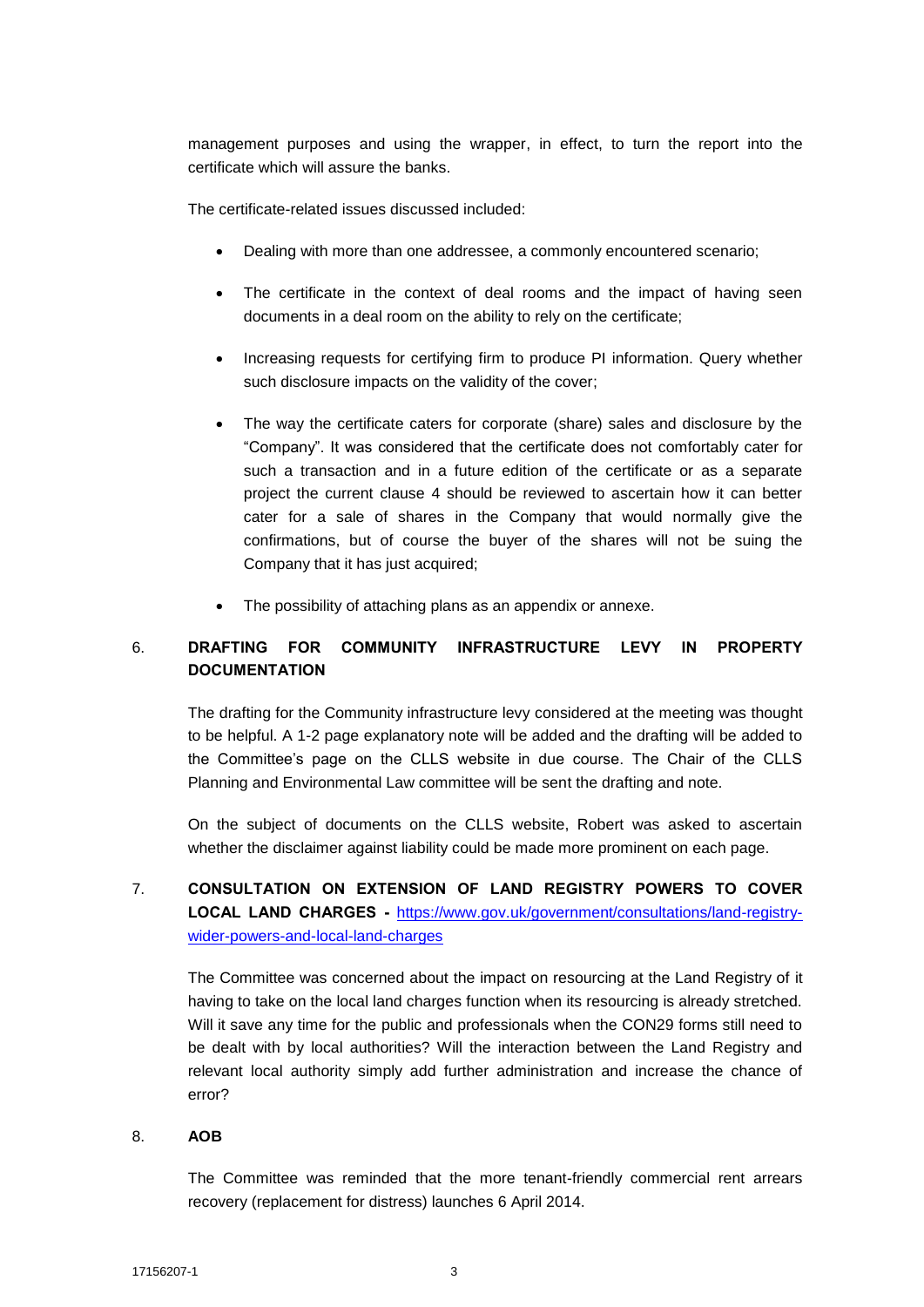management purposes and using the wrapper, in effect, to turn the report into the certificate which will assure the banks.

The certificate-related issues discussed included:

- Dealing with more than one addressee, a commonly encountered scenario;
- The certificate in the context of deal rooms and the impact of having seen documents in a deal room on the ability to rely on the certificate;
- Increasing requests for certifying firm to produce PI information. Query whether such disclosure impacts on the validity of the cover;
- The way the certificate caters for corporate (share) sales and disclosure by the "Company". It was considered that the certificate does not comfortably cater for such a transaction and in a future edition of the certificate or as a separate project the current clause 4 should be reviewed to ascertain how it can better cater for a sale of shares in the Company that would normally give the confirmations, but of course the buyer of the shares will not be suing the Company that it has just acquired;
- The possibility of attaching plans as an appendix or annexe.

## 6. DRAFTING FOR COMMUNITY INFRASTRUCTURE LEVY IN PROPERTY DOCUMENTATION

The drafting for the Community infrastructure levy considered at the meeting was thought to be helpful. A 1-2 page explanatory note will be added and the drafting will be added to the Committee's page on the CLLS website in due course. The Chair of the CLLS Planning and Environmental Law committee will be sent the drafting and note.

On the subject of documents on the CLLS website, Robert was asked to ascertain whether the disclaimer against liability could be made more prominent on each page.

## 7. CONSULTATION ON EXTENSION OF LAND REGISTRY POWERS TO COVER LOCAL LAND CHARGES - https://www.gov.uk/government/consultations/land-registry-wider-powers-and-local-land-charges

The Committee was concerned about the impact on resourcing at the Land Registry of it having to take on the local land charges function when its resourcing is already stretched. Will it save any time for the public and professionals when the CON29 forms still need to be dealt with by local authorities? Will the interaction between the Land Registry and relevant local authority simply add further administration and increase the chance of error?

## 8. AOB

The Committee was reminded that the more tenant-friendly commercial rent arrears recovery (replacement for distress) launches 6 April 2014.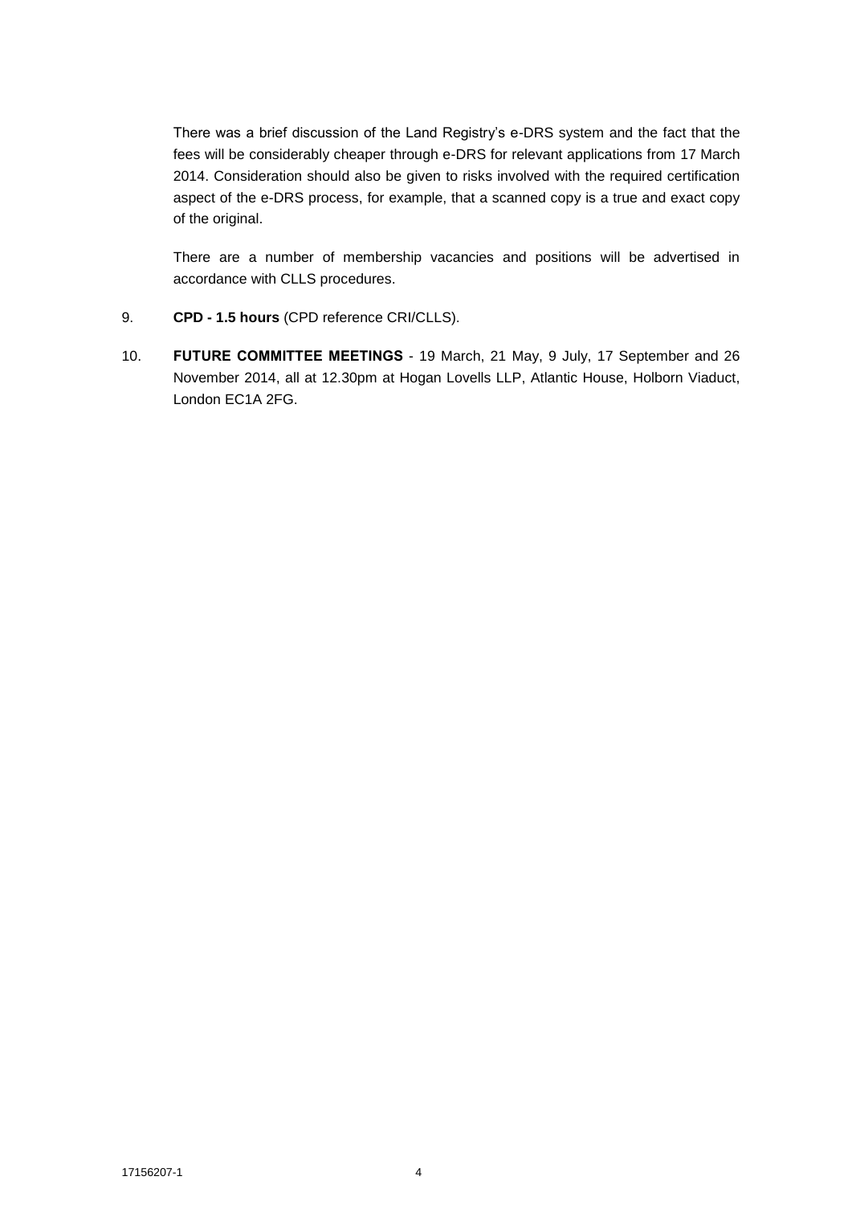There was a brief discussion of the Land Registry's e-DRS system and the fact that the fees will be considerably cheaper through e-DRS for relevant applications from 17 March 2014. Consideration should also be given to risks involved with the required certification aspect of the e-DRS process, for example, that a scanned copy is a true and exact copy of the original.

There are a number of membership vacancies and positions will be advertised in accordance with CLLS procedures.

9. **CPD - 1.5 hours** (CPD reference CRI/CLLS).

10. **FUTURE COMMITTEE MEETINGS** - 19 March, 21 May, 9 July, 17 September and 26 November 2014, all at 12.30pm at Hogan Lovells LLP, Atlantic House, Holborn Viaduct, London EC1A 2FG.

17156207-1